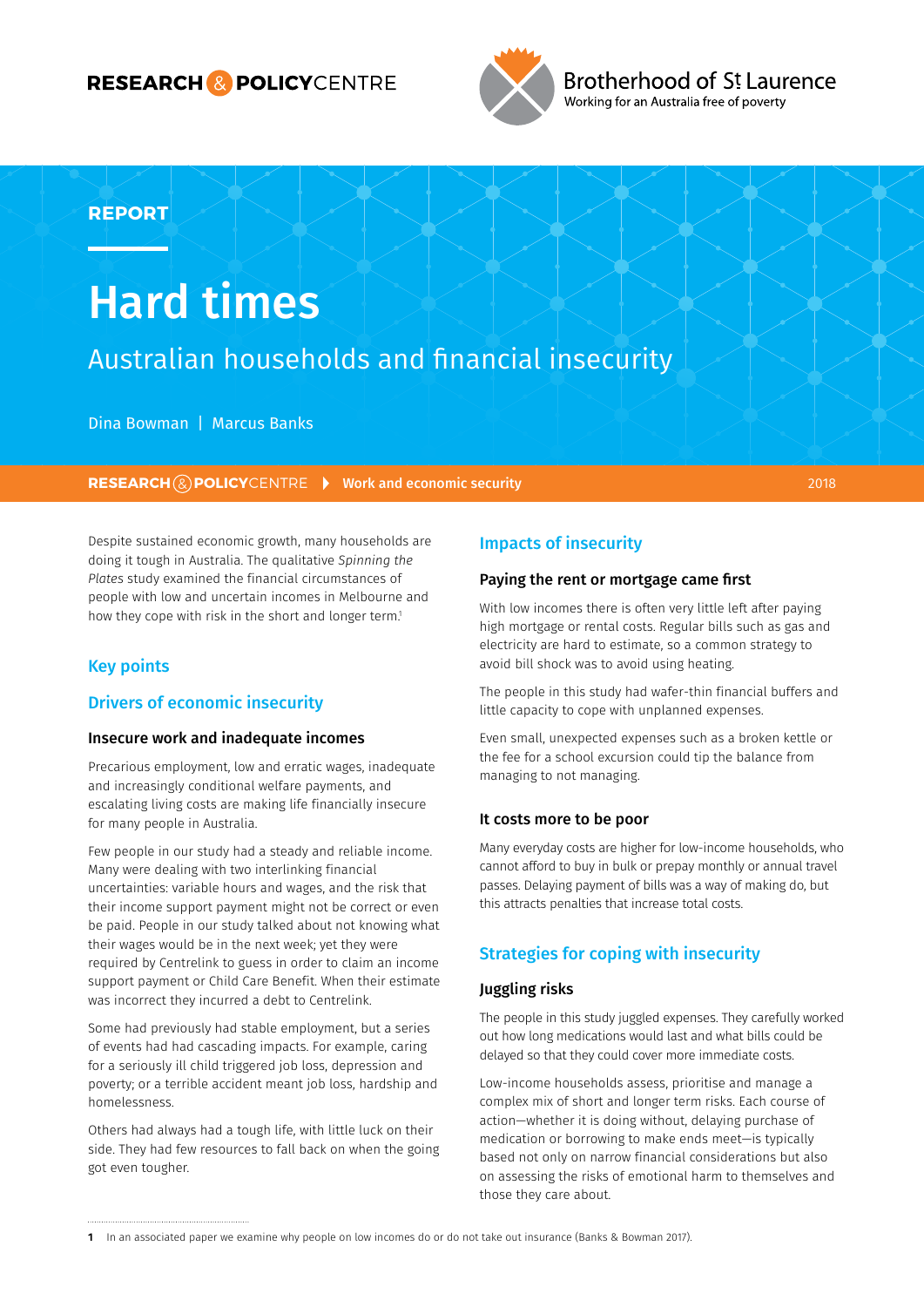RESEARCH & POLICY CENTRE

Brotherhood of St Laurence
Working for an Australia free of poverty

REPORT

# Hard times

## Australian households and financial insecurity

Dina Bowman | Marcus Banks

RESEARCH & POLICY CENTRE ▸ Work and economic security 2018

Despite sustained economic growth, many households are doing it tough in Australia. The qualitative *Spinning the Plates* study examined the financial circumstances of people with low and uncertain incomes in Melbourne and how they cope with risk in the short and longer term.[1]

## Key points

## Drivers of economic insecurity

### Insecure work and inadequate incomes

Precarious employment, low and erratic wages, inadequate and increasingly conditional welfare payments, and escalating living costs are making life financially insecure for many people in Australia.

Few people in our study had a steady and reliable income. Many were dealing with two interlinking financial uncertainties: variable hours and wages, and the risk that their income support payment might not be correct or even be paid. People in our study talked about not knowing what their wages would be in the next week; yet they were required by Centrelink to guess in order to claim an income support payment or Child Care Benefit. When their estimate was incorrect they incurred a debt to Centrelink.

Some had previously had stable employment, but a series of events had had cascading impacts. For example, caring for a seriously ill child triggered job loss, depression and poverty; or a terrible accident meant job loss, hardship and homelessness.

Others had always had a tough life, with little luck on their side. They had few resources to fall back on when the going got even tougher.

## Impacts of insecurity

### Paying the rent or mortgage came first

With low incomes there is often very little left after paying high mortgage or rental costs. Regular bills such as gas and electricity are hard to estimate, so a common strategy to avoid bill shock was to avoid using heating.

The people in this study had wafer-thin financial buffers and little capacity to cope with unplanned expenses.

Even small, unexpected expenses such as a broken kettle or the fee for a school excursion could tip the balance from managing to not managing.

### It costs more to be poor

Many everyday costs are higher for low-income households, who cannot afford to buy in bulk or prepay monthly or annual travel passes. Delaying payment of bills was a way of making do, but this attracts penalties that increase total costs.

## Strategies for coping with insecurity

### Juggling risks

The people in this study juggled expenses. They carefully worked out how long medications would last and what bills could be delayed so that they could cover more immediate costs.

Low-income households assess, prioritise and manage a complex mix of short and longer term risks. Each course of action—whether it is doing without, delaying purchase of medication or borrowing to make ends meet—is typically based not only on narrow financial considerations but also on assessing the risks of emotional harm to themselves and those they care about.

---

1 In an associated paper we examine why people on low incomes do or do not take out insurance (Banks & Bowman 2017).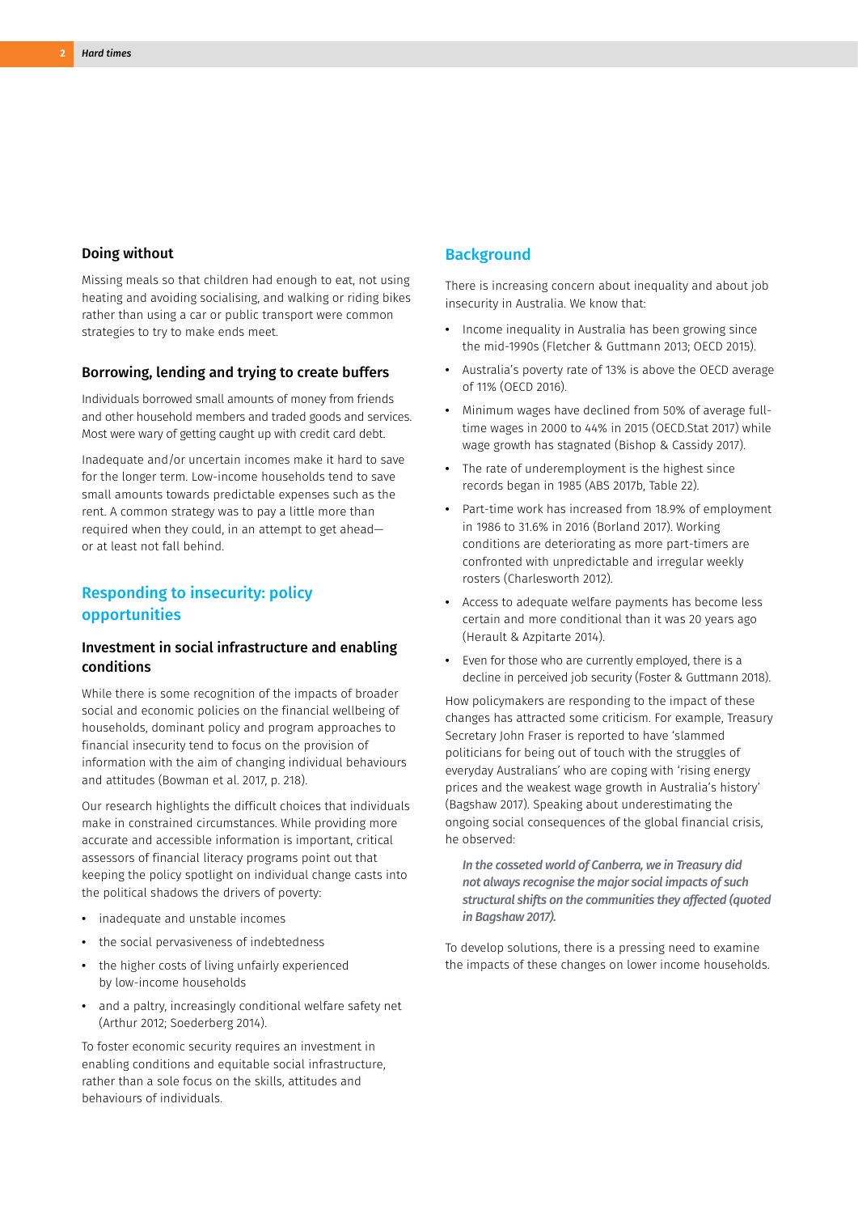### Doing without

Missing meals so that children had enough to eat, not using heating and avoiding socialising, and walking or riding bikes rather than using a car or public transport were common strategies to try to make ends meet.

### Borrowing, lending and trying to create buffers

Individuals borrowed small amounts of money from friends and other household members and traded goods and services. Most were wary of getting caught up with credit card debt.

Inadequate and/or uncertain incomes make it hard to save for the longer term. Low-income households tend to save small amounts towards predictable expenses such as the rent. A common strategy was to pay a little more than required when they could, in an attempt to get ahead—or at least not fall behind.

## Responding to insecurity: policy opportunities

### Investment in social infrastructure and enabling conditions

While there is some recognition of the impacts of broader social and economic policies on the financial wellbeing of households, dominant policy and program approaches to financial insecurity tend to focus on the provision of information with the aim of changing individual behaviours and attitudes (Bowman et al. 2017, p. 218).

Our research highlights the difficult choices that individuals make in constrained circumstances. While providing more accurate and accessible information is important, critical assessors of financial literacy programs point out that keeping the policy spotlight on individual change casts into the political shadows the drivers of poverty:

- inadequate and unstable incomes
- the social pervasiveness of indebtedness
- the higher costs of living unfairly experienced by low-income households
- and a paltry, increasingly conditional welfare safety net (Arthur 2012; Soederberg 2014).

To foster economic security requires an investment in enabling conditions and equitable social infrastructure, rather than a sole focus on the skills, attitudes and behaviours of individuals.

## Background

There is increasing concern about inequality and about job insecurity in Australia. We know that:

- Income inequality in Australia has been growing since the mid-1990s (Fletcher & Guttmann 2013; OECD 2015).
- Australia's poverty rate of 13% is above the OECD average of 11% (OECD 2016).
- Minimum wages have declined from 50% of average full-time wages in 2000 to 44% in 2015 (OECD.Stat 2017) while wage growth has stagnated (Bishop & Cassidy 2017).
- The rate of underemployment is the highest since records began in 1985 (ABS 2017b, Table 22).
- Part-time work has increased from 18.9% of employment in 1986 to 31.6% in 2016 (Borland 2017). Working conditions are deteriorating as more part-timers are confronted with unpredictable and irregular weekly rosters (Charlesworth 2012).
- Access to adequate welfare payments has become less certain and more conditional than it was 20 years ago (Herault & Azpitarte 2014).
- Even for those who are currently employed, there is a decline in perceived job security (Foster & Guttmann 2018).

How policymakers are responding to the impact of these changes has attracted some criticism. For example, Treasury Secretary John Fraser is reported to have 'slammed politicians for being out of touch with the struggles of everyday Australians' who are coping with 'rising energy prices and the weakest wage growth in Australia's history' (Bagshaw 2017). Speaking about underestimating the ongoing social consequences of the global financial crisis, he observed:

> *In the cosseted world of Canberra, we in Treasury did not always recognise the major social impacts of such structural shifts on the communities they affected (quoted in Bagshaw 2017).*

To develop solutions, there is a pressing need to examine the impacts of these changes on lower income households.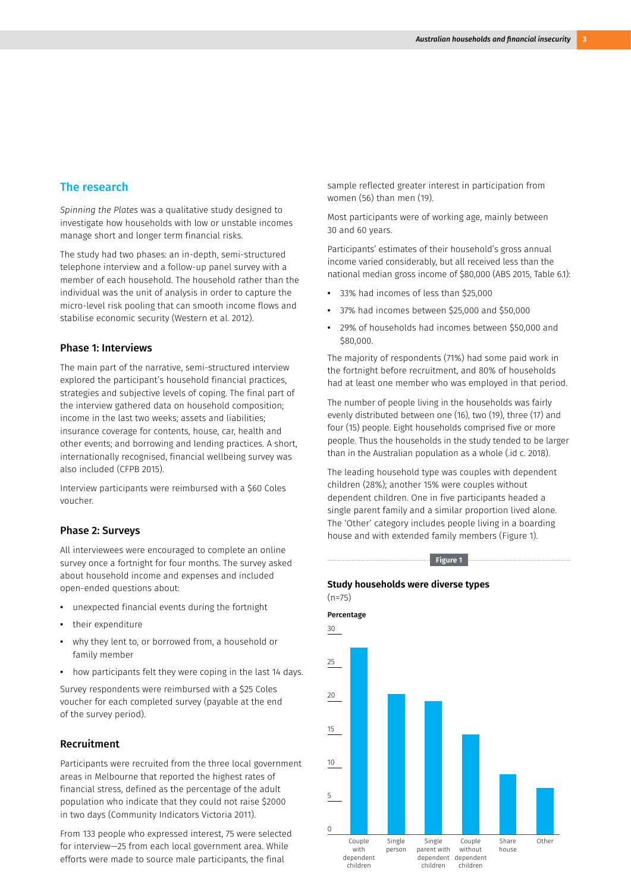## The research

*Spinning the Plates* was a qualitative study designed to investigate how households with low or unstable incomes manage short and longer term financial risks.

The study had two phases: an in-depth, semi-structured telephone interview and a follow-up panel survey with a member of each household. The household rather than the individual was the unit of analysis in order to capture the micro-level risk pooling that can smooth income flows and stabilise economic security (Western et al. 2012).

### Phase 1: Interviews

The main part of the narrative, semi-structured interview explored the participant's household financial practices, strategies and subjective levels of coping. The final part of the interview gathered data on household composition; income in the last two weeks; assets and liabilities; insurance coverage for contents, house, car, health and other events; and borrowing and lending practices. A short, internationally recognised, financial wellbeing survey was also included (CFPB 2015).

Interview participants were reimbursed with a $60 Coles voucher.

### Phase 2: Surveys

All interviewees were encouraged to complete an online survey once a fortnight for four months. The survey asked about household income and expenses and included open-ended questions about:

- unexpected financial events during the fortnight
- their expenditure
- why they lent to, or borrowed from, a household or family member
- how participants felt they were coping in the last 14 days.

Survey respondents were reimbursed with a $25 Coles voucher for each completed survey (payable at the end of the survey period).

### Recruitment

Participants were recruited from the three local government areas in Melbourne that reported the highest rates of financial stress, defined as the percentage of the adult population who indicate that they could not raise $2000 in two days (Community Indicators Victoria 2011).

From 133 people who expressed interest, 75 were selected for interview—25 from each local government area. While efforts were made to source male participants, the final sample reflected greater interest in participation from women (56) than men (19).

Most participants were of working age, mainly between 30 and 60 years.

Participants' estimates of their household's gross annual income varied considerably, but all received less than the national median gross income of $80,000 (ABS 2015, Table 6.1):

- 33% had incomes of less than $25,000
- 37% had incomes between $25,000 and $50,000
- 29% of households had incomes between $50,000 and $80,000.

The majority of respondents (71%) had some paid work in the fortnight before recruitment, and 80% of households had at least one member who was employed in that period.

The number of people living in the households was fairly evenly distributed between one (16), two (19), three (17) and four (15) people. Eight households comprised five or more people. Thus the households in the study tended to be larger than in the Australian population as a whole (.id c. 2018).

The leading household type was couples with dependent children (28%); another 15% were couples without dependent children. One in five participants headed a single parent family and a similar proportion lived alone. The 'Other' category includes people living in a boarding house and with extended family members (Figure 1).

**Figure 1**

**Study households were diverse types**
(n=75)

**Percentage**

| Household type | Percentage (approx.) |
|---|---|
| Couple with dependent children | 28 |
| Single person | 21 |
| Single parent with dependent children | 20 |
| Couple without dependent children | 15 |
| Share house | 9 |
| Other | 7 |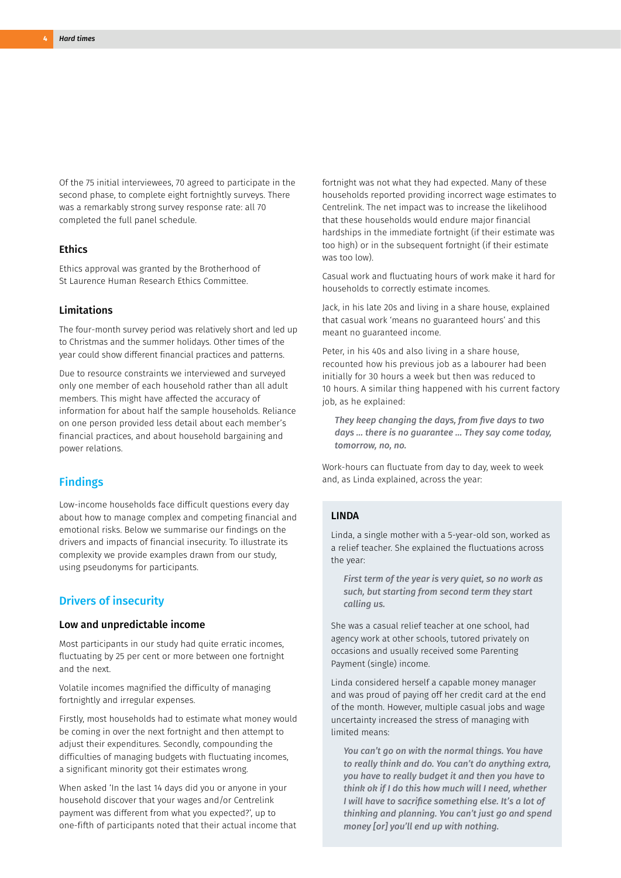Of the 75 initial interviewees, 70 agreed to participate in the second phase, to complete eight fortnightly surveys. There was a remarkably strong survey response rate: all 70 completed the full panel schedule.

### Ethics

Ethics approval was granted by the Brotherhood of St Laurence Human Research Ethics Committee.

### Limitations

The four-month survey period was relatively short and led up to Christmas and the summer holidays. Other times of the year could show different financial practices and patterns.

Due to resource constraints we interviewed and surveyed only one member of each household rather than all adult members. This might have affected the accuracy of information for about half the sample households. Reliance on one person provided less detail about each member's financial practices, and about household bargaining and power relations.

## Findings

Low-income households face difficult questions every day about how to manage complex and competing financial and emotional risks. Below we summarise our findings on the drivers and impacts of financial insecurity. To illustrate its complexity we provide examples drawn from our study, using pseudonyms for participants.

## Drivers of insecurity

### Low and unpredictable income

Most participants in our study had quite erratic incomes, fluctuating by 25 per cent or more between one fortnight and the next.

Volatile incomes magnified the difficulty of managing fortnightly and irregular expenses.

Firstly, most households had to estimate what money would be coming in over the next fortnight and then attempt to adjust their expenditures. Secondly, compounding the difficulties of managing budgets with fluctuating incomes, a significant minority got their estimates wrong.

When asked 'In the last 14 days did you or anyone in your household discover that your wages and/or Centrelink payment was different from what you expected?', up to one-fifth of participants noted that their actual income that fortnight was not what they had expected. Many of these households reported providing incorrect wage estimates to Centrelink. The net impact was to increase the likelihood that these households would endure major financial hardships in the immediate fortnight (if their estimate was too high) or in the subsequent fortnight (if their estimate was too low).

Casual work and fluctuating hours of work make it hard for households to correctly estimate incomes.

Jack, in his late 20s and living in a share house, explained that casual work 'means no guaranteed hours' and this meant no guaranteed income.

Peter, in his 40s and also living in a share house, recounted how his previous job as a labourer had been initially for 30 hours a week but then was reduced to 10 hours. A similar thing happened with his current factory job, as he explained:

> ***They keep changing the days, from five days to two days … there is no guarantee … They say come today, tomorrow, no, no.***

Work-hours can fluctuate from day to day, week to week and, as Linda explained, across the year:

#### LINDA

Linda, a single mother with a 5-year-old son, worked as a relief teacher. She explained the fluctuations across the year:

> ***First term of the year is very quiet, so no work as such, but starting from second term they start calling us.***

She was a casual relief teacher at one school, had agency work at other schools, tutored privately on occasions and usually received some Parenting Payment (single) income.

Linda considered herself a capable money manager and was proud of paying off her credit card at the end of the month. However, multiple casual jobs and wage uncertainty increased the stress of managing with limited means:

> ***You can't go on with the normal things. You have to really think and do. You can't do anything extra, you have to really budget it and then you have to think ok if I do this how much will I need, whether I will have to sacrifice something else. It's a lot of thinking and planning. You can't just go and spend money [or] you'll end up with nothing.***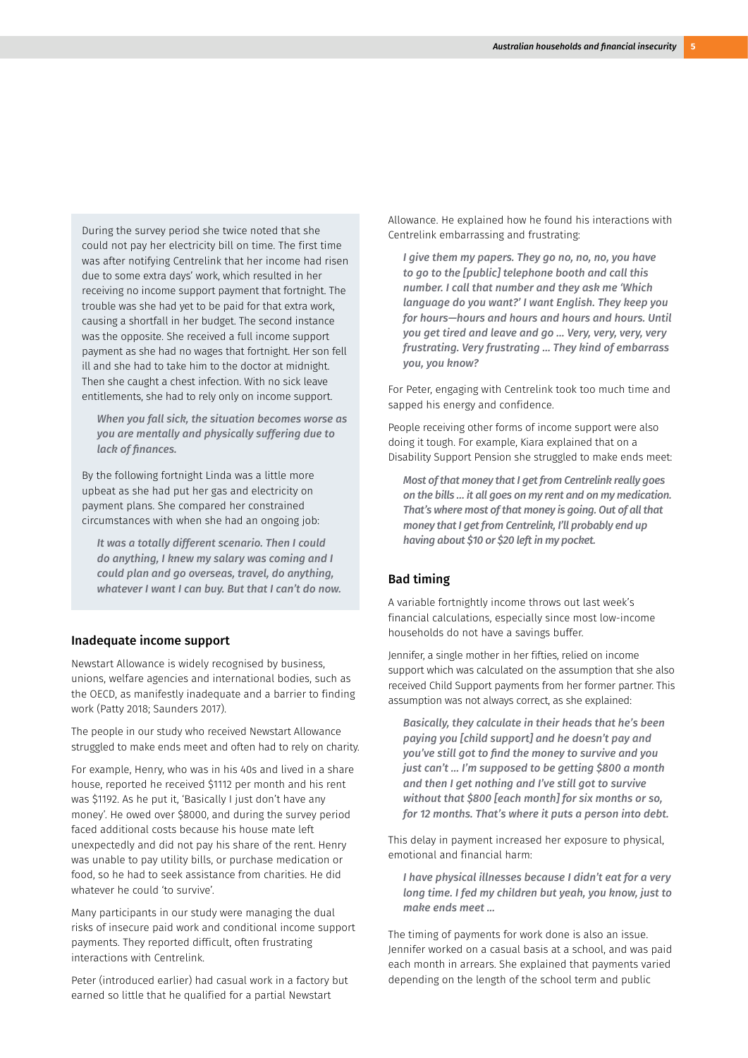During the survey period she twice noted that she could not pay her electricity bill on time. The first time was after notifying Centrelink that her income had risen due to some extra days' work, which resulted in her receiving no income support payment that fortnight. The trouble was she had yet to be paid for that extra work, causing a shortfall in her budget. The second instance was the opposite. She received a full income support payment as she had no wages that fortnight. Her son fell ill and she had to take him to the doctor at midnight. Then she caught a chest infection. With no sick leave entitlements, she had to rely only on income support.

> *When you fall sick, the situation becomes worse as you are mentally and physically suffering due to lack of finances.*

By the following fortnight Linda was a little more upbeat as she had put her gas and electricity on payment plans. She compared her constrained circumstances with when she had an ongoing job:

> *It was a totally different scenario. Then I could do anything, I knew my salary was coming and I could plan and go overseas, travel, do anything, whatever I want I can buy. But that I can't do now.*

## Inadequate income support

Newstart Allowance is widely recognised by business, unions, welfare agencies and international bodies, such as the OECD, as manifestly inadequate and a barrier to finding work (Patty 2018; Saunders 2017).

The people in our study who received Newstart Allowance struggled to make ends meet and often had to rely on charity.

For example, Henry, who was in his 40s and lived in a share house, reported he received $1112 per month and his rent was $1192. As he put it, 'Basically I just don't have any money'. He owed over $8000, and during the survey period faced additional costs because his house mate left unexpectedly and did not pay his share of the rent. Henry was unable to pay utility bills, or purchase medication or food, so he had to seek assistance from charities. He did whatever he could 'to survive'.

Many participants in our study were managing the dual risks of insecure paid work and conditional income support payments. They reported difficult, often frustrating interactions with Centrelink.

Peter (introduced earlier) had casual work in a factory but earned so little that he qualified for a partial Newstart Allowance. He explained how he found his interactions with Centrelink embarrassing and frustrating:

> *I give them my papers. They go no, no, no, you have to go to the [public] telephone booth and call this number. I call that number and they ask me 'Which language do you want?' I want English. They keep you for hours—hours and hours and hours and hours. Until you get tired and leave and go ... Very, very, very, very frustrating. Very frustrating ... They kind of embarrass you, you know?*

For Peter, engaging with Centrelink took too much time and sapped his energy and confidence.

People receiving other forms of income support were also doing it tough. For example, Kiara explained that on a Disability Support Pension she struggled to make ends meet:

> *Most of that money that I get from Centrelink really goes on the bills ... it all goes on my rent and on my medication. That's where most of that money is going. Out of all that money that I get from Centrelink, I'll probably end up having about $10 or $20 left in my pocket.*

## Bad timing

A variable fortnightly income throws out last week's financial calculations, especially since most low-income households do not have a savings buffer.

Jennifer, a single mother in her fifties, relied on income support which was calculated on the assumption that she also received Child Support payments from her former partner. This assumption was not always correct, as she explained:

> *Basically, they calculate in their heads that he's been paying you [child support] and he doesn't pay and you've still got to find the money to survive and you just can't ... I'm supposed to be getting $800 a month and then I get nothing and I've still got to survive without that $800 [each month] for six months or so, for 12 months. That's where it puts a person into debt.*

This delay in payment increased her exposure to physical, emotional and financial harm:

> *I have physical illnesses because I didn't eat for a very long time. I fed my children but yeah, you know, just to make ends meet ...*

The timing of payments for work done is also an issue. Jennifer worked on a casual basis at a school, and was paid each month in arrears. She explained that payments varied depending on the length of the school term and public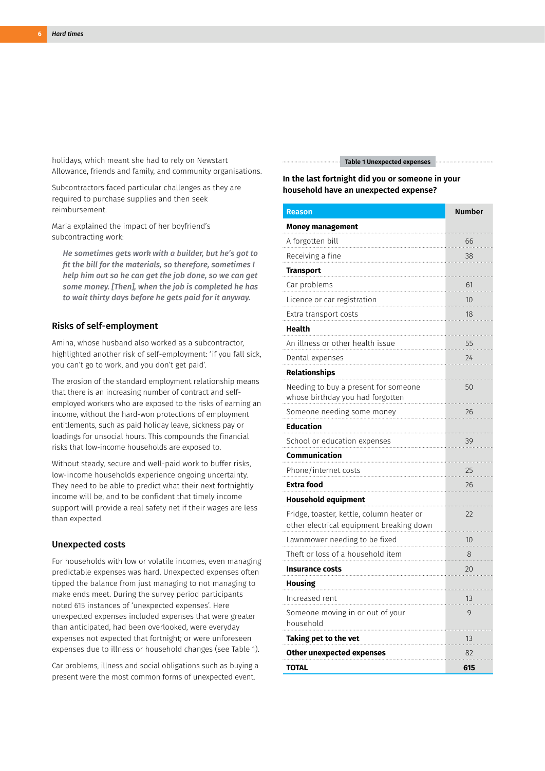holidays, which meant she had to rely on Newstart Allowance, friends and family, and community organisations.

Subcontractors faced particular challenges as they are required to purchase supplies and then seek reimbursement.

Maria explained the impact of her boyfriend's subcontracting work:

> ***He sometimes gets work with a builder, but he's got to fit the bill for the materials, so therefore, sometimes I help him out so he can get the job done, so we can get some money. [Then], when the job is completed he has to wait thirty days before he gets paid for it anyway.***

## Risks of self-employment

Amina, whose husband also worked as a subcontractor, highlighted another risk of self-employment: 'if you fall sick, you can't go to work, and you don't get paid'.

The erosion of the standard employment relationship means that there is an increasing number of contract and self-employed workers who are exposed to the risks of earning an income, without the hard-won protections of employment entitlements, such as paid holiday leave, sickness pay or loadings for unsocial hours. This compounds the financial risks that low-income households are exposed to.

Without steady, secure and well-paid work to buffer risks, low-income households experience ongoing uncertainty. They need to be able to predict what their next fortnightly income will be, and to be confident that timely income support will provide a real safety net if their wages are less than expected.

## Unexpected costs

For households with low or volatile incomes, even managing predictable expenses was hard. Unexpected expenses often tipped the balance from just managing to not managing to make ends meet. During the survey period participants noted 615 instances of 'unexpected expenses'. Here unexpected expenses included expenses that were greater than anticipated, had been overlooked, were everyday expenses not expected that fortnight; or were unforeseen expenses due to illness or household changes (see Table 1).

Car problems, illness and social obligations such as buying a present were the most common forms of unexpected event.

**Table 1 Unexpected expenses**

**In the last fortnight did you or someone in your household have an unexpected expense?**

| Reason | Number |
|---|---|
| **Money management** | |
| A forgotten bill | 66 |
| Receiving a fine | 38 |
| **Transport** | |
| Car problems | 61 |
| Licence or car registration | 10 |
| Extra transport costs | 18 |
| **Health** | |
| An illness or other health issue | 55 |
| Dental expenses | 24 |
| **Relationships** | |
| Needing to buy a present for someone whose birthday you had forgotten | 50 |
| Someone needing some money | 26 |
| **Education** | |
| School or education expenses | 39 |
| **Communication** | |
| Phone/internet costs | 25 |
| **Extra food** | 26 |
| **Household equipment** | |
| Fridge, toaster, kettle, column heater or other electrical equipment breaking down | 22 |
| Lawnmower needing to be fixed | 10 |
| Theft or loss of a household item | 8 |
| **Insurance costs** | 20 |
| **Housing** | |
| Increased rent | 13 |
| Someone moving in or out of your household | 9 |
| **Taking pet to the vet** | 13 |
| **Other unexpected expenses** | 82 |
| **TOTAL** | **615** |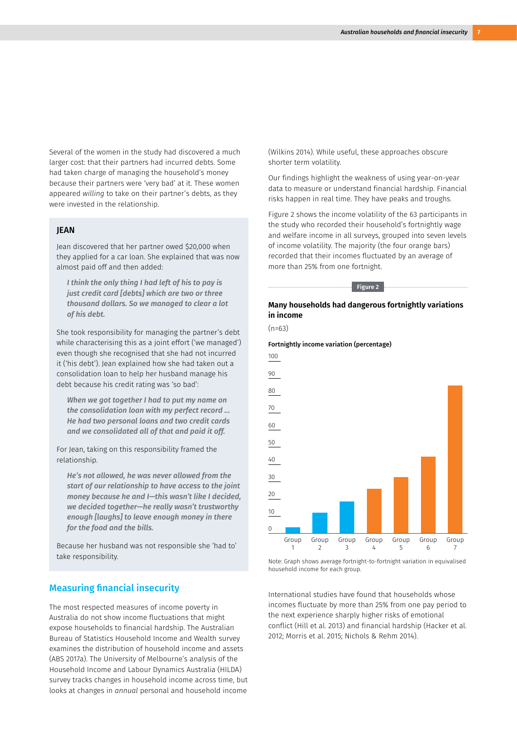Several of the women in the study had discovered a much larger cost: that their partners had incurred debts. Some had taken charge of managing the household's money because their partners were 'very bad' at it. These women appeared *willing* to take on their partner's debts, as they were invested in the relationship.

### JEAN

Jean discovered that her partner owed $20,000 when they applied for a car loan. She explained that was now almost paid off and then added:

> ***I think the only thing I had left of his to pay is just credit card [debts] which are two or three thousand dollars. So we managed to clear a lot of his debt.***

She took responsibility for managing the partner's debt while characterising this as a joint effort ('we managed') even though she recognised that she had not incurred it ('his debt'). Jean explained how she had taken out a consolidation loan to help her husband manage his debt because his credit rating was 'so bad':

> ***When we got together I had to put my name on the consolidation loan with my perfect record … He had two personal loans and two credit cards and we consolidated all of that and paid it off.***

For Jean, taking on this responsibility framed the relationship.

> ***He's not allowed, he was never allowed from the start of our relationship to have access to the joint money because he and I—this wasn't like I decided, we decided together—he really wasn't trustworthy enough [laughs] to leave enough money in there for the food and the bills.***

Because her husband was not responsible she 'had to' take responsibility.

## Measuring financial insecurity

The most respected measures of income poverty in Australia do not show income fluctuations that might expose households to financial hardship. The Australian Bureau of Statistics Household Income and Wealth survey examines the distribution of household income and assets (ABS 2017a). The University of Melbourne's analysis of the Household Income and Labour Dynamics Australia (HILDA) survey tracks changes in household income across time, but looks at changes in *annual* personal and household income (Wilkins 2014). While useful, these approaches obscure shorter term volatility.

Our findings highlight the weakness of using year-on-year data to measure or understand financial hardship. Financial risks happen in real time. They have peaks and troughs.

Figure 2 shows the income volatility of the 63 participants in the study who recorded their household's fortnightly wage and welfare income in all surveys, grouped into seven levels of income volatility. The majority (the four orange bars) recorded that their incomes fluctuated by an average of more than 25% from one fortnight.

**Figure 2**

**Many households had dangerous fortnightly variations in income**

(n=63)

**Fortnightly income variation (percentage)**

| Group | Fortnightly income variation (%) (approx.) |
|---|---|
| Group 1 | 3 |
| Group 2 | 12 |
| Group 3 | 18 |
| Group 4 | 26 |
| Group 5 | 33 |
| Group 6 | 44 |
| Group 7 | 86 |

Note: Graph shows average fortnight-to-fortnight variation in equivalised household income for each group.

International studies have found that households whose incomes fluctuate by more than 25% from one pay period to the next experience sharply higher risks of emotional conflict (Hill et al. 2013) and financial hardship (Hacker et al. 2012; Morris et al. 2015; Nichols & Rehm 2014).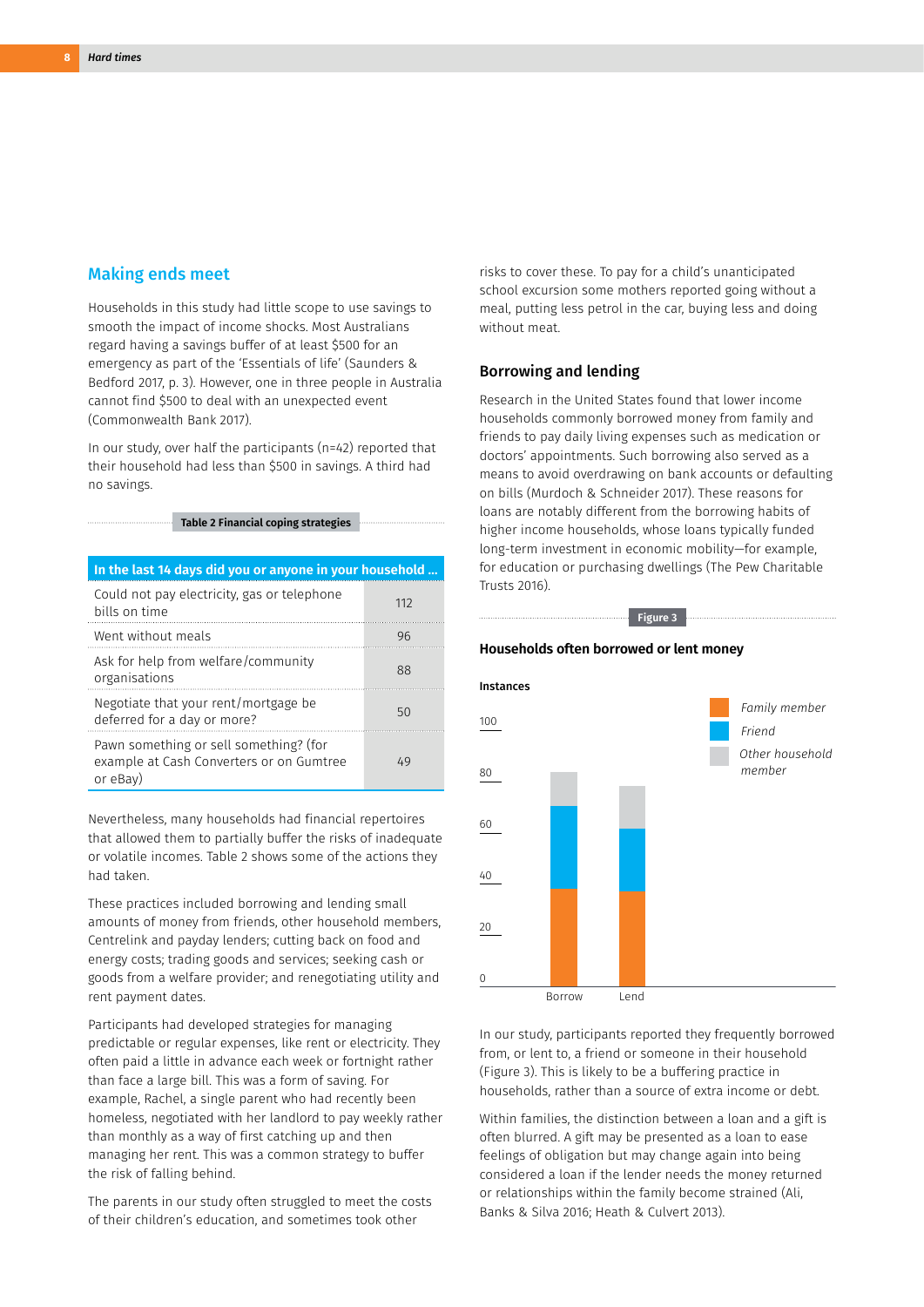## Making ends meet

Households in this study had little scope to use savings to smooth the impact of income shocks. Most Australians regard having a savings buffer of at least $500 for an emergency as part of the 'Essentials of life' (Saunders & Bedford 2017, p. 3). However, one in three people in Australia cannot find $500 to deal with an unexpected event (Commonwealth Bank 2017).

In our study, over half the participants (n=42) reported that their household had less than $500 in savings. A third had no savings.

**Table 2 Financial coping strategies**

| In the last 14 days did you or anyone in your household ... | |
|---|---|
| Could not pay electricity, gas or telephone bills on time | 112 |
| Went without meals | 96 |
| Ask for help from welfare/community organisations | 88 |
| Negotiate that your rent/mortgage be deferred for a day or more? | 50 |
| Pawn something or sell something? (for example at Cash Converters or on Gumtree or eBay) | 49 |

Nevertheless, many households had financial repertoires that allowed them to partially buffer the risks of inadequate or volatile incomes. Table 2 shows some of the actions they had taken.

These practices included borrowing and lending small amounts of money from friends, other household members, Centrelink and payday lenders; cutting back on food and energy costs; trading goods and services; seeking cash or goods from a welfare provider; and renegotiating utility and rent payment dates.

Participants had developed strategies for managing predictable or regular expenses, like rent or electricity. They often paid a little in advance each week or fortnight rather than face a large bill. This was a form of saving. For example, Rachel, a single parent who had recently been homeless, negotiated with her landlord to pay weekly rather than monthly as a way of first catching up and then managing her rent. This was a common strategy to buffer the risk of falling behind.

The parents in our study often struggled to meet the costs of their children's education, and sometimes took other risks to cover these. To pay for a child's unanticipated school excursion some mothers reported going without a meal, putting less petrol in the car, buying less and doing without meat.

### Borrowing and lending

Research in the United States found that lower income households commonly borrowed money from family and friends to pay daily living expenses such as medication or doctors' appointments. Such borrowing also served as a means to avoid overdrawing on bank accounts or defaulting on bills (Murdoch & Schneider 2017). These reasons for loans are notably different from the borrowing habits of higher income households, whose loans typically funded long-term investment in economic mobility—for example, for education or purchasing dwellings (The Pew Charitable Trusts 2016).

**Figure 3**

**Households often borrowed or lent money**

In our study, participants reported they frequently borrowed from, or lent to, a friend or someone in their household (Figure 3). This is likely to be a buffering practice in households, rather than a source of extra income or debt.

Within families, the distinction between a loan and a gift is often blurred. A gift may be presented as a loan to ease feelings of obligation but may change again into being considered a loan if the lender needs the money returned or relationships within the family become strained (Ali, Banks & Silva 2016; Heath & Culvert 2013).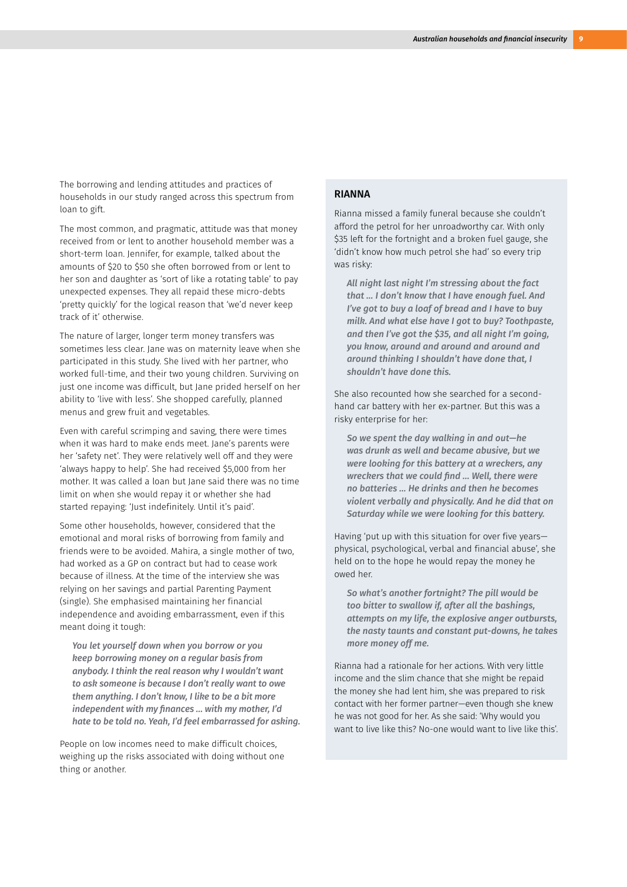The borrowing and lending attitudes and practices of households in our study ranged across this spectrum from loan to gift.

The most common, and pragmatic, attitude was that money received from or lent to another household member was a short-term loan. Jennifer, for example, talked about the amounts of $20 to $50 she often borrowed from or lent to her son and daughter as 'sort of like a rotating table' to pay unexpected expenses. They all repaid these micro-debts 'pretty quickly' for the logical reason that 'we'd never keep track of it' otherwise.

The nature of larger, longer term money transfers was sometimes less clear. Jane was on maternity leave when she participated in this study. She lived with her partner, who worked full-time, and their two young children. Surviving on just one income was difficult, but Jane prided herself on her ability to 'live with less'. She shopped carefully, planned menus and grew fruit and vegetables.

Even with careful scrimping and saving, there were times when it was hard to make ends meet. Jane's parents were her 'safety net'. They were relatively well off and they were 'always happy to help'. She had received $5,000 from her mother. It was called a loan but Jane said there was no time limit on when she would repay it or whether she had started repaying: 'Just indefinitely. Until it's paid'.

Some other households, however, considered that the emotional and moral risks of borrowing from family and friends were to be avoided. Mahira, a single mother of two, had worked as a GP on contract but had to cease work because of illness. At the time of the interview she was relying on her savings and partial Parenting Payment (single). She emphasised maintaining her financial independence and avoiding embarrassment, even if this meant doing it tough:

> ***You let yourself down when you borrow or you keep borrowing money on a regular basis from anybody. I think the real reason why I wouldn't want to ask someone is because I don't really want to owe them anything. I don't know, I like to be a bit more independent with my finances … with my mother, I'd hate to be told no. Yeah, I'd feel embarrassed for asking.***

People on low incomes need to make difficult choices, weighing up the risks associated with doing without one thing or another.

## RIANNA

Rianna missed a family funeral because she couldn't afford the petrol for her unroadworthy car. With only $35 left for the fortnight and a broken fuel gauge, she 'didn't know how much petrol she had' so every trip was risky:

> ***All night last night I'm stressing about the fact that … I don't know that I have enough fuel. And I've got to buy a loaf of bread and I have to buy milk. And what else have I got to buy? Toothpaste, and then I've got the $35, and all night I'm going, you know, around and around and around and around thinking I shouldn't have done that, I shouldn't have done this.***

She also recounted how she searched for a second-hand car battery with her ex-partner. But this was a risky enterprise for her:

> ***So we spent the day walking in and out—he was drunk as well and became abusive, but we were looking for this battery at a wreckers, any wreckers that we could find … Well, there were no batteries … He drinks and then he becomes violent verbally and physically. And he did that on Saturday while we were looking for this battery.***

Having 'put up with this situation for over five years—physical, psychological, verbal and financial abuse', she held on to the hope he would repay the money he owed her.

> ***So what's another fortnight? The pill would be too bitter to swallow if, after all the bashings, attempts on my life, the explosive anger outbursts, the nasty taunts and constant put-downs, he takes more money off me.***

Rianna had a rationale for her actions. With very little income and the slim chance that she might be repaid the money she had lent him, she was prepared to risk contact with her former partner—even though she knew he was not good for her. As she said: 'Why would you want to live like this? No-one would want to live like this'.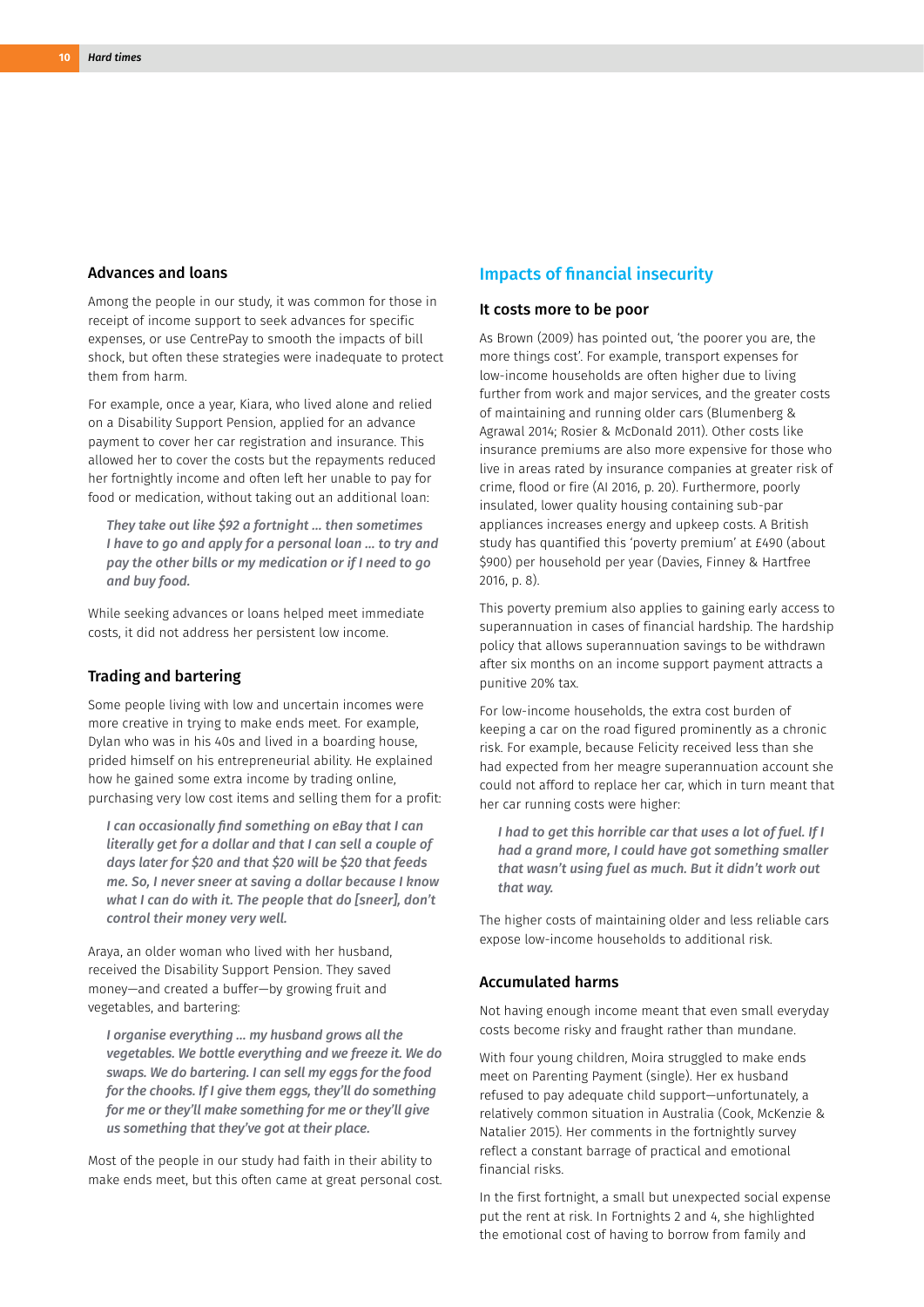### Advances and loans

Among the people in our study, it was common for those in receipt of income support to seek advances for specific expenses, or use CentrePay to smooth the impacts of bill shock, but often these strategies were inadequate to protect them from harm.

For example, once a year, Kiara, who lived alone and relied on a Disability Support Pension, applied for an advance payment to cover her car registration and insurance. This allowed her to cover the costs but the repayments reduced her fortnightly income and often left her unable to pay for food or medication, without taking out an additional loan:

> ***They take out like $92 a fortnight … then sometimes I have to go and apply for a personal loan … to try and pay the other bills or my medication or if I need to go and buy food.***

While seeking advances or loans helped meet immediate costs, it did not address her persistent low income.

### Trading and bartering

Some people living with low and uncertain incomes were more creative in trying to make ends meet. For example, Dylan who was in his 40s and lived in a boarding house, prided himself on his entrepreneurial ability. He explained how he gained some extra income by trading online, purchasing very low cost items and selling them for a profit:

> ***I can occasionally find something on eBay that I can literally get for a dollar and that I can sell a couple of days later for $20 and that $20 will be $20 that feeds me. So, I never sneer at saving a dollar because I know what I can do with it. The people that do [sneer], don't control their money very well.***

Araya, an older woman who lived with her husband, received the Disability Support Pension. They saved money—and created a buffer—by growing fruit and vegetables, and bartering:

> ***I organise everything … my husband grows all the vegetables. We bottle everything and we freeze it. We do swaps. We do bartering. I can sell my eggs for the food for the chooks. If I give them eggs, they'll do something for me or they'll make something for me or they'll give us something that they've got at their place.***

Most of the people in our study had faith in their ability to make ends meet, but this often came at great personal cost.

## Impacts of financial insecurity

### It costs more to be poor

As Brown (2009) has pointed out, 'the poorer you are, the more things cost'. For example, transport expenses for low-income households are often higher due to living further from work and major services, and the greater costs of maintaining and running older cars (Blumenberg & Agrawal 2014; Rosier & McDonald 2011). Other costs like insurance premiums are also more expensive for those who live in areas rated by insurance companies at greater risk of crime, flood or fire (AI 2016, p. 20). Furthermore, poorly insulated, lower quality housing containing sub-par appliances increases energy and upkeep costs. A British study has quantified this 'poverty premium' at £490 (about $900) per household per year (Davies, Finney & Hartfree 2016, p. 8).

This poverty premium also applies to gaining early access to superannuation in cases of financial hardship. The hardship policy that allows superannuation savings to be withdrawn after six months on an income support payment attracts a punitive 20% tax.

For low-income households, the extra cost burden of keeping a car on the road figured prominently as a chronic risk. For example, because Felicity received less than she had expected from her meagre superannuation account she could not afford to replace her car, which in turn meant that her car running costs were higher:

> ***I had to get this horrible car that uses a lot of fuel. If I had a grand more, I could have got something smaller that wasn't using fuel as much. But it didn't work out that way.***

The higher costs of maintaining older and less reliable cars expose low-income households to additional risk.

### Accumulated harms

Not having enough income meant that even small everyday costs become risky and fraught rather than mundane.

With four young children, Moira struggled to make ends meet on Parenting Payment (single). Her ex husband refused to pay adequate child support—unfortunately, a relatively common situation in Australia (Cook, McKenzie & Natalier 2015). Her comments in the fortnightly survey reflect a constant barrage of practical and emotional financial risks.

In the first fortnight, a small but unexpected social expense put the rent at risk. In Fortnights 2 and 4, she highlighted the emotional cost of having to borrow from family and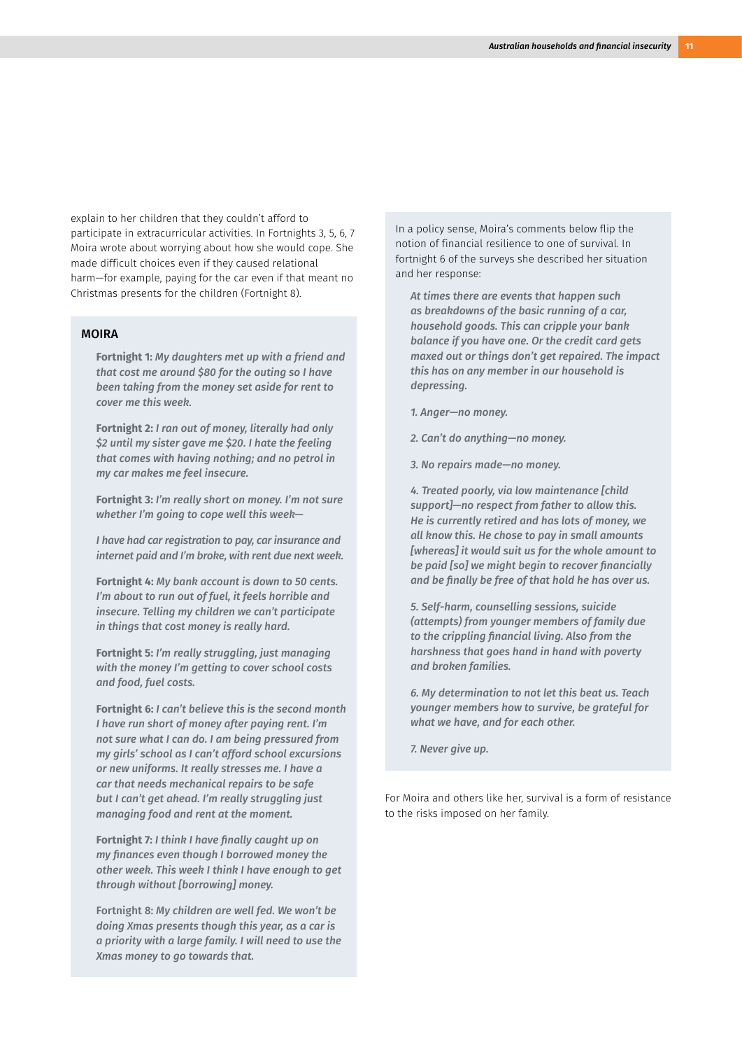explain to her children that they couldn't afford to participate in extracurricular activities. In Fortnights 3, 5, 6, 7 Moira wrote about worrying about how she would cope. She made difficult choices even if they caused relational harm—for example, paying for the car even if that meant no Christmas presents for the children (Fortnight 8).

## MOIRA

**Fortnight 1:** *My daughters met up with a friend and that cost me around $80 for the outing so I have been taking from the money set aside for rent to cover me this week.*

**Fortnight 2:** *I ran out of money, literally had only $2 until my sister gave me $20. I hate the feeling that comes with having nothing; and no petrol in my car makes me feel insecure.*

**Fortnight 3:** *I'm really short on money. I'm not sure whether I'm going to cope well this week—*

*I have had car registration to pay, car insurance and internet paid and I'm broke, with rent due next week.*

**Fortnight 4:** *My bank account is down to 50 cents. I'm about to run out of fuel, it feels horrible and insecure. Telling my children we can't participate in things that cost money is really hard.*

**Fortnight 5:** *I'm really struggling, just managing with the money I'm getting to cover school costs and food, fuel costs.*

**Fortnight 6:** *I can't believe this is the second month I have run short of money after paying rent. I'm not sure what I can do. I am being pressured from my girls' school as I can't afford school excursions or new uniforms. It really stresses me. I have a car that needs mechanical repairs to be safe but I can't get ahead. I'm really struggling just managing food and rent at the moment.*

**Fortnight 7:** *I think I have finally caught up on my finances even though I borrowed money the other week. This week I think I have enough to get through without [borrowing] money.*

**Fortnight 8:** *My children are well fed. We won't be doing Xmas presents though this year, as a car is a priority with a large family. I will need to use the Xmas money to go towards that.*

In a policy sense, Moira's comments below flip the notion of financial resilience to one of survival. In fortnight 6 of the surveys she described her situation and her response:

> *At times there are events that happen such as breakdowns of the basic running of a car, household goods. This can cripple your bank balance if you have one. Or the credit card gets maxed out or things don't get repaired. The impact this has on any member in our household is depressing.*
>
> *1. Anger—no money.*
>
> *2. Can't do anything—no money.*
>
> *3. No repairs made—no money.*
>
> *4. Treated poorly, via low maintenance [child support]—no respect from father to allow this. He is currently retired and has lots of money, we all know this. He chose to pay in small amounts [whereas] it would suit us for the whole amount to be paid [so] we might begin to recover financially and be finally be free of that hold he has over us.*
>
> *5. Self-harm, counselling sessions, suicide (attempts) from younger members of family due to the crippling financial living. Also from the harshness that goes hand in hand with poverty and broken families.*
>
> *6. My determination to not let this beat us. Teach younger members how to survive, be grateful for what we have, and for each other.*
>
> *7. Never give up.*

For Moira and others like her, survival is a form of resistance to the risks imposed on her family.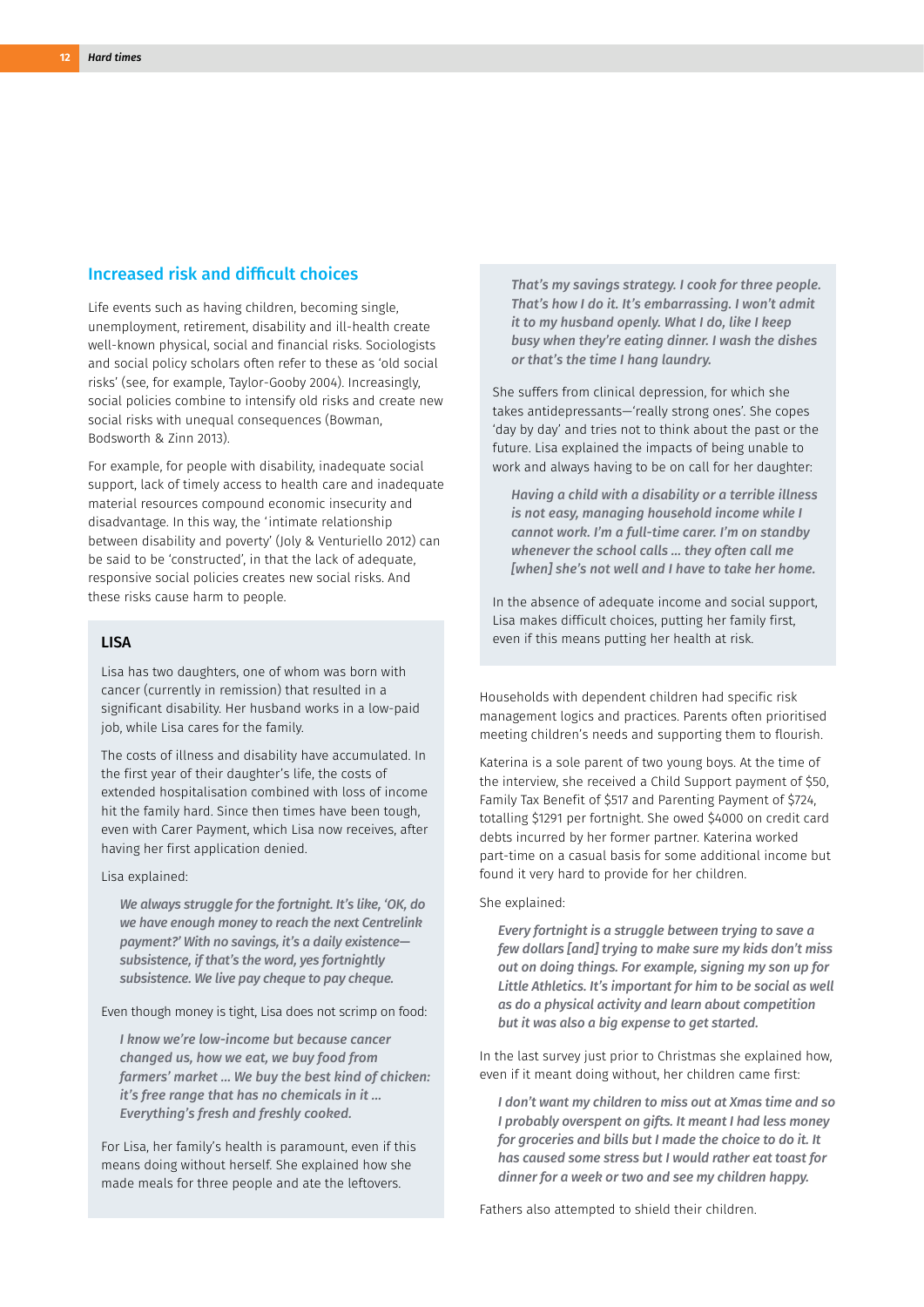## Increased risk and difficult choices

Life events such as having children, becoming single, unemployment, retirement, disability and ill-health create well-known physical, social and financial risks. Sociologists and social policy scholars often refer to these as 'old social risks' (see, for example, Taylor-Gooby 2004). Increasingly, social policies combine to intensify old risks and create new social risks with unequal consequences (Bowman, Bodsworth & Zinn 2013).

For example, for people with disability, inadequate social support, lack of timely access to health care and inadequate material resources compound economic insecurity and disadvantage. In this way, the 'intimate relationship between disability and poverty' (Joly & Venturiello 2012) can be said to be 'constructed', in that the lack of adequate, responsive social policies creates new social risks. And these risks cause harm to people.

### LISA

Lisa has two daughters, one of whom was born with cancer (currently in remission) that resulted in a significant disability. Her husband works in a low-paid job, while Lisa cares for the family.

The costs of illness and disability have accumulated. In the first year of their daughter's life, the costs of extended hospitalisation combined with loss of income hit the family hard. Since then times have been tough, even with Carer Payment, which Lisa now receives, after having her first application denied.

Lisa explained:

> *We always struggle for the fortnight. It's like, 'OK, do we have enough money to reach the next Centrelink payment?' With no savings, it's a daily existence—subsistence, if that's the word, yes fortnightly subsistence. We live pay cheque to pay cheque.*

Even though money is tight, Lisa does not scrimp on food:

> *I know we're low-income but because cancer changed us, how we eat, we buy food from farmers' market ... We buy the best kind of chicken: it's free range that has no chemicals in it ... Everything's fresh and freshly cooked.*

For Lisa, her family's health is paramount, even if this means doing without herself. She explained how she made meals for three people and ate the leftovers.

> *That's my savings strategy. I cook for three people. That's how I do it. It's embarrassing. I won't admit it to my husband openly. What I do, like I keep busy when they're eating dinner. I wash the dishes or that's the time I hang laundry.*

She suffers from clinical depression, for which she takes antidepressants—'really strong ones'. She copes 'day by day' and tries not to think about the past or the future. Lisa explained the impacts of being unable to work and always having to be on call for her daughter:

> *Having a child with a disability or a terrible illness is not easy, managing household income while I cannot work. I'm a full-time carer. I'm on standby whenever the school calls ... they often call me [when] she's not well and I have to take her home.*

In the absence of adequate income and social support, Lisa makes difficult choices, putting her family first, even if this means putting her health at risk.

---

Households with dependent children had specific risk management logics and practices. Parents often prioritised meeting children's needs and supporting them to flourish.

Katerina is a sole parent of two young boys. At the time of the interview, she received a Child Support payment of $50, Family Tax Benefit of $517 and Parenting Payment of $724, totalling $1291 per fortnight. She owed $4000 on credit card debts incurred by her former partner. Katerina worked part-time on a casual basis for some additional income but found it very hard to provide for her children.

She explained:

> *Every fortnight is a struggle between trying to save a few dollars [and] trying to make sure my kids don't miss out on doing things. For example, signing my son up for Little Athletics. It's important for him to be social as well as do a physical activity and learn about competition but it was also a big expense to get started.*

In the last survey just prior to Christmas she explained how, even if it meant doing without, her children came first:

> *I don't want my children to miss out at Xmas time and so I probably overspent on gifts. It meant I had less money for groceries and bills but I made the choice to do it. It has caused some stress but I would rather eat toast for dinner for a week or two and see my children happy.*

Fathers also attempted to shield their children.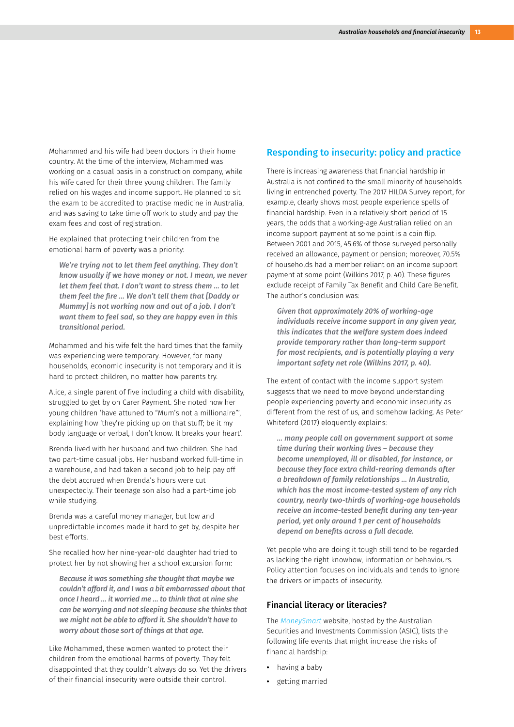Mohammed and his wife had been doctors in their home country. At the time of the interview, Mohammed was working on a casual basis in a construction company, while his wife cared for their three young children. The family relied on his wages and income support. He planned to sit the exam to be accredited to practise medicine in Australia, and was saving to take time off work to study and pay the exam fees and cost of registration.

He explained that protecting their children from the emotional harm of poverty was a priority:

> ***We're trying not to let them feel anything. They don't know usually if we have money or not. I mean, we never let them feel that. I don't want to stress them ... to let them feel the fire ... We don't tell them that [Daddy or Mummy] is not working now and out of a job. I don't want them to feel sad, so they are happy even in this transitional period.***

Mohammed and his wife felt the hard times that the family was experiencing were temporary. However, for many households, economic insecurity is not temporary and it is hard to protect children, no matter how parents try.

Alice, a single parent of five including a child with disability, struggled to get by on Carer Payment. She noted how her young children 'have attuned to "Mum's not a millionaire"', explaining how 'they're picking up on that stuff; be it my body language or verbal, I don't know. It breaks your heart'.

Brenda lived with her husband and two children. She had two part-time casual jobs. Her husband worked full-time in a warehouse, and had taken a second job to help pay off the debt accrued when Brenda's hours were cut unexpectedly. Their teenage son also had a part-time job while studying.

Brenda was a careful money manager, but low and unpredictable incomes made it hard to get by, despite her best efforts.

She recalled how her nine-year-old daughter had tried to protect her by not showing her a school excursion form:

> ***Because it was something she thought that maybe we couldn't afford it, and I was a bit embarrassed about that once I heard ... it worried me ... to think that at nine she can be worrying and not sleeping because she thinks that we might not be able to afford it. She shouldn't have to worry about those sort of things at that age.***

Like Mohammed, these women wanted to protect their children from the emotional harms of poverty. They felt disappointed that they couldn't always do so. Yet the drivers of their financial insecurity were outside their control.

## Responding to insecurity: policy and practice

There is increasing awareness that financial hardship in Australia is not confined to the small minority of households living in entrenched poverty. The 2017 HILDA Survey report, for example, clearly shows most people experience spells of financial hardship. Even in a relatively short period of 15 years, the odds that a working-age Australian relied on an income support payment at some point is a coin flip. Between 2001 and 2015, 45.6% of those surveyed personally received an allowance, payment or pension; moreover, 70.5% of households had a member reliant on an income support payment at some point (Wilkins 2017, p. 40). These figures exclude receipt of Family Tax Benefit and Child Care Benefit. The author's conclusion was:

> ***Given that approximately 20% of working-age individuals receive income support in any given year, this indicates that the welfare system does indeed provide temporary rather than long-term support for most recipients, and is potentially playing a very important safety net role (Wilkins 2017, p. 40).***

The extent of contact with the income support system suggests that we need to move beyond understanding people experiencing poverty and economic insecurity as different from the rest of us, and somehow lacking. As Peter Whiteford (2017) eloquently explains:

> ***... many people call on government support at some time during their working lives – because they become unemployed, ill or disabled, for instance, or because they face extra child-rearing demands after a breakdown of family relationships ... In Australia, which has the most income-tested system of any rich country, nearly two-thirds of working-age households receive an income-tested benefit during any ten-year period, yet only around 1 per cent of households depend on benefits across a full decade.***

Yet people who are doing it tough still tend to be regarded as lacking the right knowhow, information or behaviours. Policy attention focuses on individuals and tends to ignore the drivers or impacts of insecurity.

### Financial literacy or literacies?

The *MoneySmart* website, hosted by the Australian Securities and Investments Commission (ASIC), lists the following life events that might increase the risks of financial hardship:

- having a baby
- getting married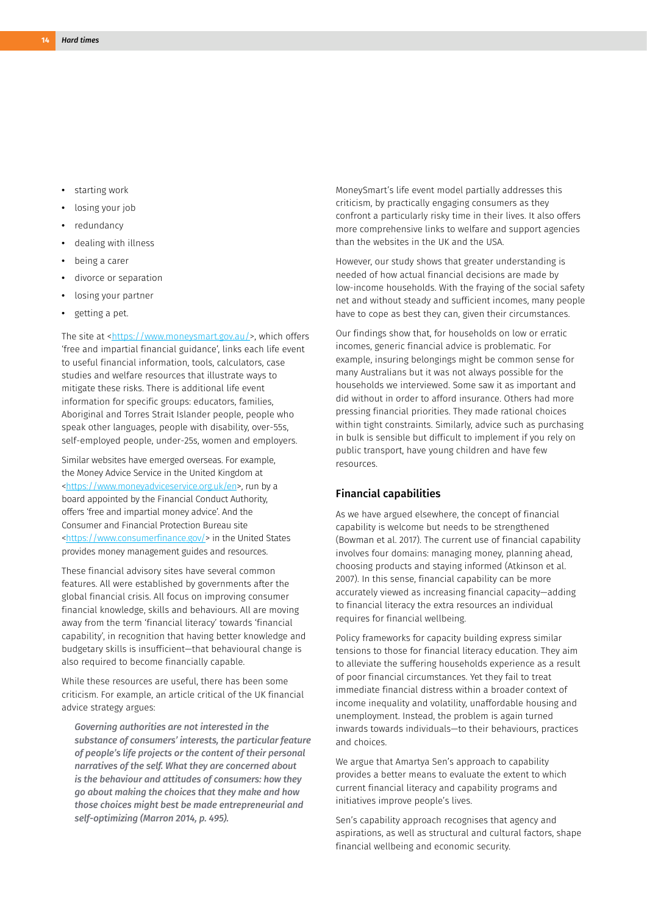- starting work
- losing your job
- redundancy
- dealing with illness
- being a carer
- divorce or separation
- losing your partner
- getting a pet.

The site at <https://www.moneysmart.gov.au/>, which offers 'free and impartial financial guidance', links each life event to useful financial information, tools, calculators, case studies and welfare resources that illustrate ways to mitigate these risks. There is additional life event information for specific groups: educators, families, Aboriginal and Torres Strait Islander people, people who speak other languages, people with disability, over-55s, self-employed people, under-25s, women and employers.

Similar websites have emerged overseas. For example, the Money Advice Service in the United Kingdom at <https://www.moneyadviceservice.org.uk/en>, run by a board appointed by the Financial Conduct Authority, offers 'free and impartial money advice'. And the Consumer and Financial Protection Bureau site <https://www.consumerfinance.gov/> in the United States provides money management guides and resources.

These financial advisory sites have several common features. All were established by governments after the global financial crisis. All focus on improving consumer financial knowledge, skills and behaviours. All are moving away from the term 'financial literacy' towards 'financial capability', in recognition that having better knowledge and budgetary skills is insufficient—that behavioural change is also required to become financially capable.

While these resources are useful, there has been some criticism. For example, an article critical of the UK financial advice strategy argues:

> ***Governing authorities are not interested in the substance of consumers' interests, the particular feature of people's life projects or the content of their personal narratives of the self. What they are concerned about is the behaviour and attitudes of consumers: how they go about making the choices that they make and how those choices might best be made entrepreneurial and self-optimizing (Marron 2014, p. 495).***

MoneySmart's life event model partially addresses this criticism, by practically engaging consumers as they confront a particularly risky time in their lives. It also offers more comprehensive links to welfare and support agencies than the websites in the UK and the USA.

However, our study shows that greater understanding is needed of how actual financial decisions are made by low-income households. With the fraying of the social safety net and without steady and sufficient incomes, many people have to cope as best they can, given their circumstances.

Our findings show that, for households on low or erratic incomes, generic financial advice is problematic. For example, insuring belongings might be common sense for many Australians but it was not always possible for the households we interviewed. Some saw it as important and did without in order to afford insurance. Others had more pressing financial priorities. They made rational choices within tight constraints. Similarly, advice such as purchasing in bulk is sensible but difficult to implement if you rely on public transport, have young children and have few resources.

## Financial capabilities

As we have argued elsewhere, the concept of financial capability is welcome but needs to be strengthened (Bowman et al. 2017). The current use of financial capability involves four domains: managing money, planning ahead, choosing products and staying informed (Atkinson et al. 2007). In this sense, financial capability can be more accurately viewed as increasing financial capacity—adding to financial literacy the extra resources an individual requires for financial wellbeing.

Policy frameworks for capacity building express similar tensions to those for financial literacy education. They aim to alleviate the suffering households experience as a result of poor financial circumstances. Yet they fail to treat immediate financial distress within a broader context of income inequality and volatility, unaffordable housing and unemployment. Instead, the problem is again turned inwards towards individuals—to their behaviours, practices and choices.

We argue that Amartya Sen's approach to capability provides a better means to evaluate the extent to which current financial literacy and capability programs and initiatives improve people's lives.

Sen's capability approach recognises that agency and aspirations, as well as structural and cultural factors, shape financial wellbeing and economic security.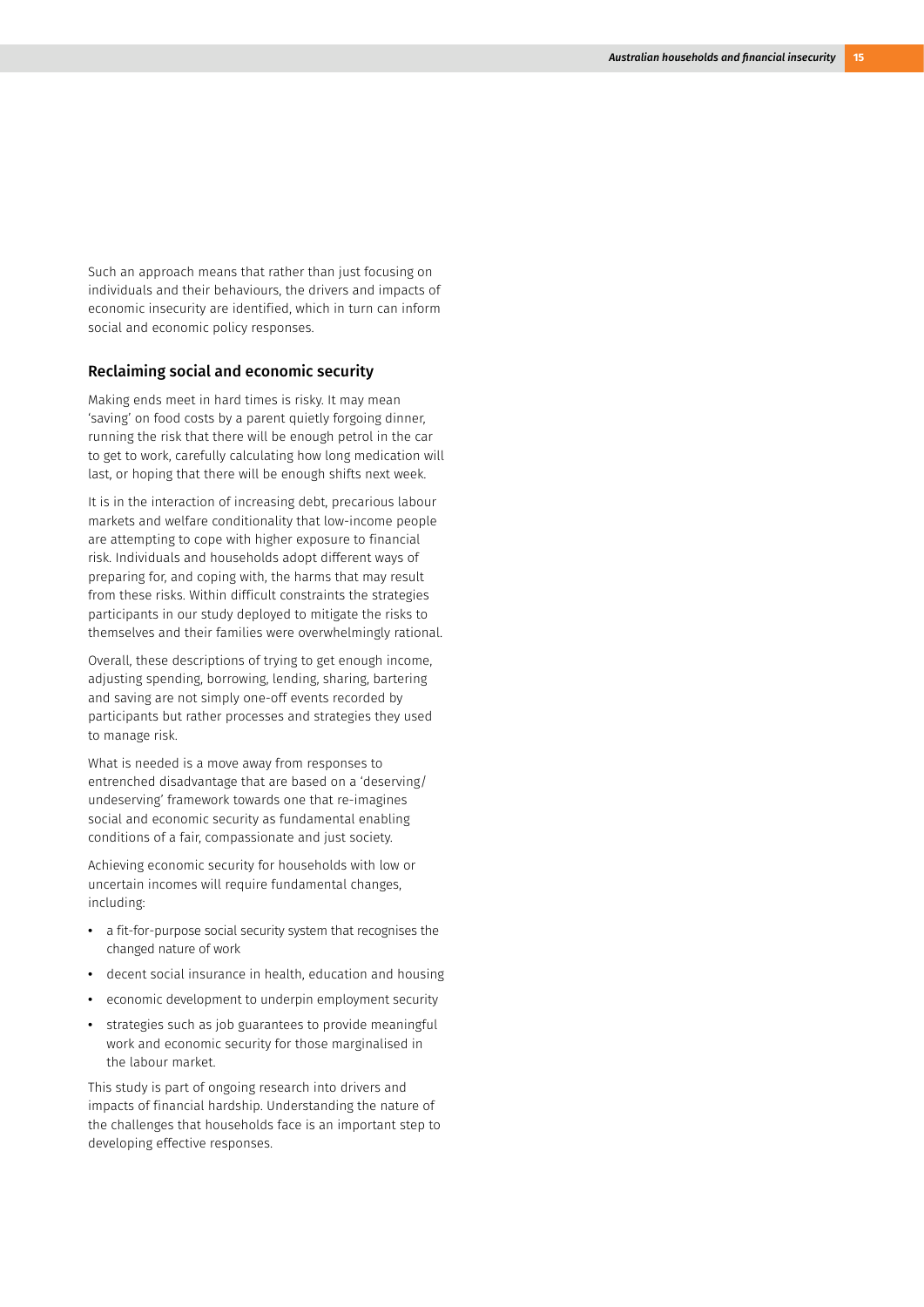Such an approach means that rather than just focusing on individuals and their behaviours, the drivers and impacts of economic insecurity are identified, which in turn can inform social and economic policy responses.

## Reclaiming social and economic security

Making ends meet in hard times is risky. It may mean 'saving' on food costs by a parent quietly forgoing dinner, running the risk that there will be enough petrol in the car to get to work, carefully calculating how long medication will last, or hoping that there will be enough shifts next week.

It is in the interaction of increasing debt, precarious labour markets and welfare conditionality that low-income people are attempting to cope with higher exposure to financial risk. Individuals and households adopt different ways of preparing for, and coping with, the harms that may result from these risks. Within difficult constraints the strategies participants in our study deployed to mitigate the risks to themselves and their families were overwhelmingly rational.

Overall, these descriptions of trying to get enough income, adjusting spending, borrowing, lending, sharing, bartering and saving are not simply one-off events recorded by participants but rather processes and strategies they used to manage risk.

What is needed is a move away from responses to entrenched disadvantage that are based on a 'deserving/undeserving' framework towards one that re-imagines social and economic security as fundamental enabling conditions of a fair, compassionate and just society.

Achieving economic security for households with low or uncertain incomes will require fundamental changes, including:

- a fit-for-purpose social security system that recognises the changed nature of work
- decent social insurance in health, education and housing
- economic development to underpin employment security
- strategies such as job guarantees to provide meaningful work and economic security for those marginalised in the labour market.

This study is part of ongoing research into drivers and impacts of financial hardship. Understanding the nature of the challenges that households face is an important step to developing effective responses.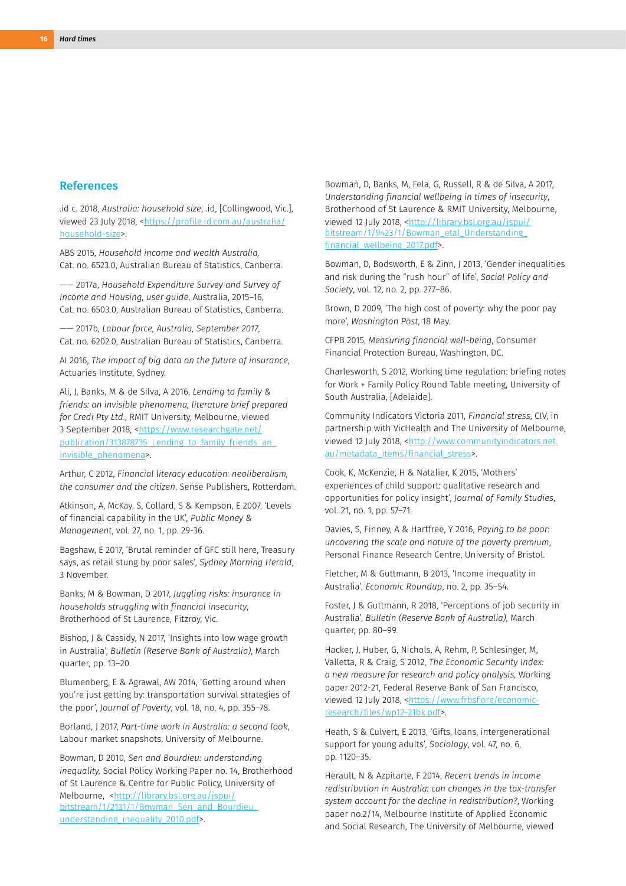## References

.id c. 2018, *Australia: household size*, .id, [Collingwood, Vic.], viewed 23 July 2018, <https://profile.id.com.au/australia/household-size>.

ABS 2015, *Household income and wealth Australia*, Cat. no. 6523.0, Australian Bureau of Statistics, Canberra.

—— 2017a, *Household Expenditure Survey and Survey of Income and Housing, user guide*, Australia, 2015–16, Cat. no. 6503.0, Australian Bureau of Statistics, Canberra.

—— 2017b, *Labour force, Australia, September 2017*, Cat. no. 6202.0, Australian Bureau of Statistics, Canberra.

AI 2016, *The impact of big data on the future of insurance*, Actuaries Institute, Sydney.

Ali, J, Banks, M & de Silva, A 2016, *Lending to family & friends: an invisible phenomena, literature brief prepared for Credi Pty Ltd.*, RMIT University, Melbourne, viewed 3 September 2018, <https://www.researchgate.net/publication/313878735_Lending_to_family_friends_an_invisible_phenomena>.

Arthur, C 2012, *Financial literacy education: neoliberalism, the consumer and the citizen*, Sense Publishers, Rotterdam.

Atkinson, A, McKay, S, Collard, S & Kempson, E 2007, 'Levels of financial capability in the UK', *Public Money & Management*, vol. 27, no. 1, pp. 29-36.

Bagshaw, E 2017, 'Brutal reminder of GFC still here, Treasury says, as retail stung by poor sales', *Sydney Morning Herald*, 3 November.

Banks, M & Bowman, D 2017, *Juggling risks: insurance in households struggling with financial insecurity*, Brotherhood of St Laurence, Fitzroy, Vic.

Bishop, J & Cassidy, N 2017, 'Insights into low wage growth in Australia', *Bulletin (Reserve Bank of Australia)*, March quarter, pp. 13–20.

Blumenberg, E & Agrawal, AW 2014, 'Getting around when you're just getting by: transportation survival strategies of the poor', *Journal of Poverty*, vol. 18, no. 4, pp. 355–78.

Borland, J 2017, *Part-time work in Australia: a second look*, Labour market snapshots, University of Melbourne.

Bowman, D 2010, *Sen and Bourdieu: understanding inequality*, Social Policy Working Paper no. 14, Brotherhood of St Laurence & Centre for Public Policy, University of Melbourne, <http://library.bsl.org.au/jspui/bitstream/1/2131/1/Bowman_Sen_and_Bourdieu_understanding_inequality_2010.pdf>.

Bowman, D, Banks, M, Fela, G, Russell, R & de Silva, A 2017, *Understanding financial wellbeing in times of insecurity*, Brotherhood of St Laurence & RMIT University, Melbourne, viewed 12 July 2018, <http://library.bsl.org.au/jspui/bitstream/1/9423/1/Bowman_etal_Understanding_financial_wellbeing_2017.pdf>.

Bowman, D, Bodsworth, E & Zinn, J 2013, 'Gender inequalities and risk during the "rush hour" of life', *Social Policy and Society*, vol. 12, no. 2, pp. 277–86.

Brown, D 2009, 'The high cost of poverty: why the poor pay more', *Washington Post*, 18 May.

CFPB 2015, *Measuring financial well-being*, Consumer Financial Protection Bureau, Washington, DC.

Charlesworth, S 2012, Working time regulation: briefing notes for Work + Family Policy Round Table meeting, University of South Australia, [Adelaide].

Community Indicators Victoria 2011, *Financial stress*, CIV, in partnership with VicHealth and The University of Melbourne, viewed 12 July 2018, <http://www.communityindicators.net.au/metadata_items/financial_stress>.

Cook, K, McKenzie, H & Natalier, K 2015, 'Mothers' experiences of child support: qualitative research and opportunities for policy insight', *Journal of Family Studies*, vol. 21, no. 1, pp. 57–71.

Davies, S, Finney, A & Hartfree, Y 2016, *Paying to be poor: uncovering the scale and nature of the poverty premium*, Personal Finance Research Centre, University of Bristol.

Fletcher, M & Guttmann, B 2013, 'Income inequality in Australia', *Economic Roundup*, no. 2, pp. 35–54.

Foster, J & Guttmann, R 2018, 'Perceptions of job security in Australia', *Bulletin (Reserve Bank of Australia)*, March quarter, pp. 80–99.

Hacker, J, Huber, G, Nichols, A, Rehm, P, Schlesinger, M, Valletta, R & Craig, S 2012, *The Economic Security Index: a new measure for research and policy analysis*, Working paper 2012-21, Federal Reserve Bank of San Francisco, viewed 12 July 2018, <https://www.frbsf.org/economic-research/files/wp12-21bk.pdf>.

Heath, S & Culvert, E 2013, 'Gifts, loans, intergenerational support for young adults', *Sociology*, vol. 47, no. 6, pp. 1120–35.

Herault, N & Azpitarte, F 2014, *Recent trends in income redistribution in Australia: can changes in the tax-transfer system account for the decline in redistribution?*, Working paper no.2/14, Melbourne Institute of Applied Economic and Social Research, The University of Melbourne, viewed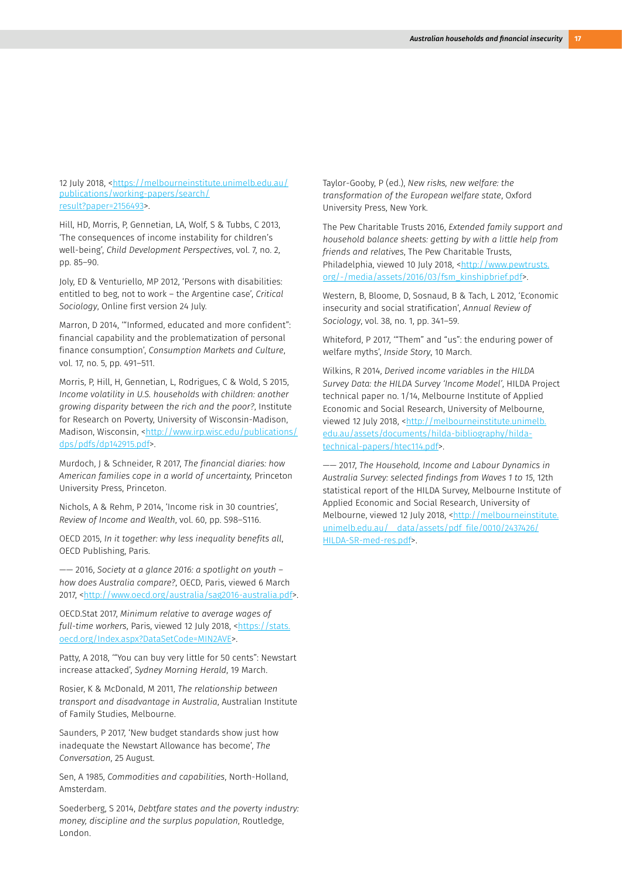12 July 2018, <https://melbourneinstitute.unimelb.edu.au/publications/working-papers/search/result?paper=2156493>.

Hill, HD, Morris, P, Gennetian, LA, Wolf, S & Tubbs, C 2013, 'The consequences of income instability for children's well-being', *Child Development Perspectives*, vol. 7, no. 2, pp. 85–90.

Joly, ED & Venturiello, MP 2012, 'Persons with disabilities: entitled to beg, not to work – the Argentine case', *Critical Sociology*, Online first version 24 July.

Marron, D 2014, '"Informed, educated and more confident": financial capability and the problematization of personal finance consumption', *Consumption Markets and Culture*, vol. 17, no. 5, pp. 491–511.

Morris, P, Hill, H, Gennetian, L, Rodrigues, C & Wold, S 2015, *Income volatility in U.S. households with children: another growing disparity between the rich and the poor?*, Institute for Research on Poverty, University of Wisconsin-Madison, Madison, Wisconsin, <http://www.irp.wisc.edu/publications/dps/pdfs/dp142915.pdf>.

Murdoch, J & Schneider, R 2017, *The financial diaries: how American families cope in a world of uncertainty,* Princeton University Press, Princeton.

Nichols, A & Rehm, P 2014, 'Income risk in 30 countries', *Review of Income and Wealth*, vol. 60, pp. S98–S116.

OECD 2015, *In it together: why less inequality benefits all*, OECD Publishing, Paris.

—— 2016, *Society at a glance 2016: a spotlight on youth – how does Australia compare?*, OECD, Paris, viewed 6 March 2017, <http://www.oecd.org/australia/sag2016-australia.pdf>.

OECD.Stat 2017, *Minimum relative to average wages of full-time workers,* Paris, viewed 12 July 2018, <https://stats.oecd.org/Index.aspx?DataSetCode=MIN2AVE>.

Patty, A 2018, '"You can buy very little for 50 cents": Newstart increase attacked', *Sydney Morning Herald*, 19 March.

Rosier, K & McDonald, M 2011, *The relationship between transport and disadvantage in Australia*, Australian Institute of Family Studies, Melbourne.

Saunders, P 2017, 'New budget standards show just how inadequate the Newstart Allowance has become', *The Conversation*, 25 August.

Sen, A 1985, *Commodities and capabilities*, North-Holland, Amsterdam.

Soederberg, S 2014, *Debtfare states and the poverty industry: money, discipline and the surplus population*, Routledge, London.

Taylor-Gooby, P (ed.), *New risks, new welfare: the transformation of the European welfare state*, Oxford University Press, New York.

The Pew Charitable Trusts 2016, *Extended family support and household balance sheets: getting by with a little help from friends and relatives*, The Pew Charitable Trusts, Philadelphia, viewed 10 July 2018, <http://www.pewtrusts.org/-/media/assets/2016/03/fsm_kinshipbrief.pdf>.

Western, B, Bloome, D, Sosnaud, B & Tach, L 2012, 'Economic insecurity and social stratification', *Annual Review of Sociology*, vol. 38, no. 1, pp. 341–59.

Whiteford, P 2017, '"Them" and "us": the enduring power of welfare myths', *Inside Story*, 10 March.

Wilkins, R 2014, *Derived income variables in the HILDA Survey Data: the HILDA Survey 'Income Model'*, HILDA Project technical paper no. 1/14, Melbourne Institute of Applied Economic and Social Research, University of Melbourne, viewed 12 July 2018, <http://melbourneinstitute.unimelb.edu.au/assets/documents/hilda-bibliography/hilda-technical-papers/htec114.pdf>.

—— 2017, *The Household, Income and Labour Dynamics in Australia Survey: selected findings from Waves 1 to 15*, 12th statistical report of the HILDA Survey, Melbourne Institute of Applied Economic and Social Research, University of Melbourne, viewed 12 July 2018, <http://melbourneinstitute.unimelb.edu.au/__data/assets/pdf_file/0010/2437426/HILDA-SR-med-res.pdf>.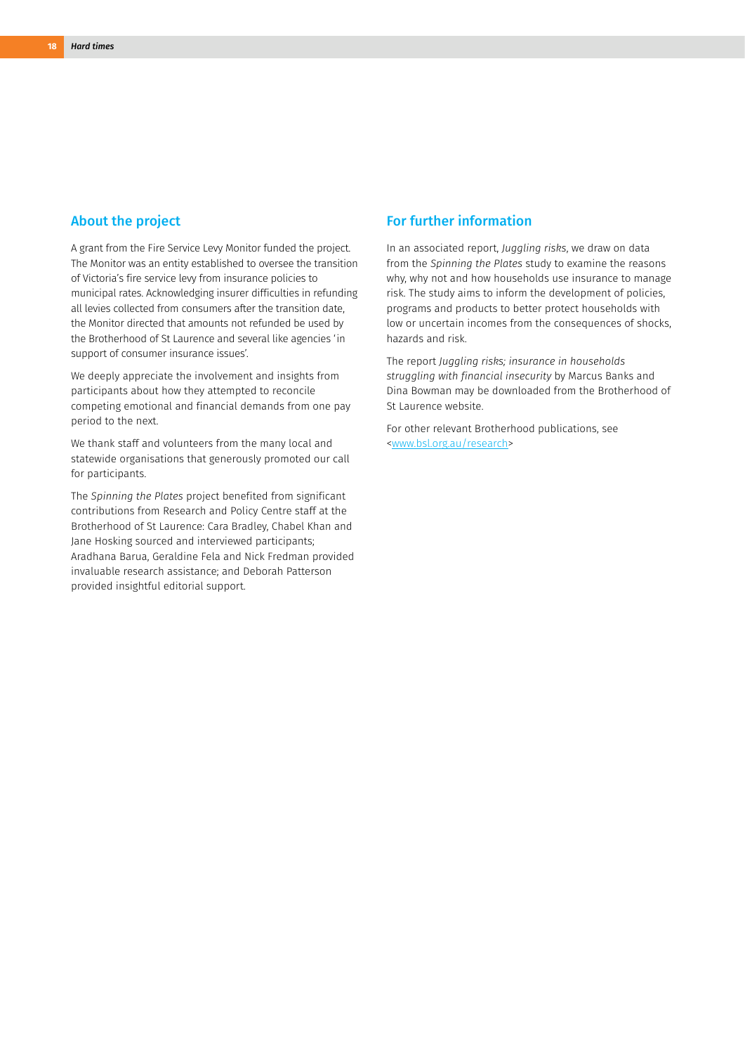## About the project

A grant from the Fire Service Levy Monitor funded the project. The Monitor was an entity established to oversee the transition of Victoria's fire service levy from insurance policies to municipal rates. Acknowledging insurer difficulties in refunding all levies collected from consumers after the transition date, the Monitor directed that amounts not refunded be used by the Brotherhood of St Laurence and several like agencies 'in support of consumer insurance issues'.

We deeply appreciate the involvement and insights from participants about how they attempted to reconcile competing emotional and financial demands from one pay period to the next.

We thank staff and volunteers from the many local and statewide organisations that generously promoted our call for participants.

The *Spinning the Plates* project benefited from significant contributions from Research and Policy Centre staff at the Brotherhood of St Laurence: Cara Bradley, Chabel Khan and Jane Hosking sourced and interviewed participants; Aradhana Barua, Geraldine Fela and Nick Fredman provided invaluable research assistance; and Deborah Patterson provided insightful editorial support.

## For further information

In an associated report, *Juggling risks*, we draw on data from the *Spinning the Plates* study to examine the reasons why, why not and how households use insurance to manage risk. The study aims to inform the development of policies, programs and products to better protect households with low or uncertain incomes from the consequences of shocks, hazards and risk.

The report *Juggling risks; insurance in households struggling with financial insecurity* by Marcus Banks and Dina Bowman may be downloaded from the Brotherhood of St Laurence website.

For other relevant Brotherhood publications, see <www.bsl.org.au/research>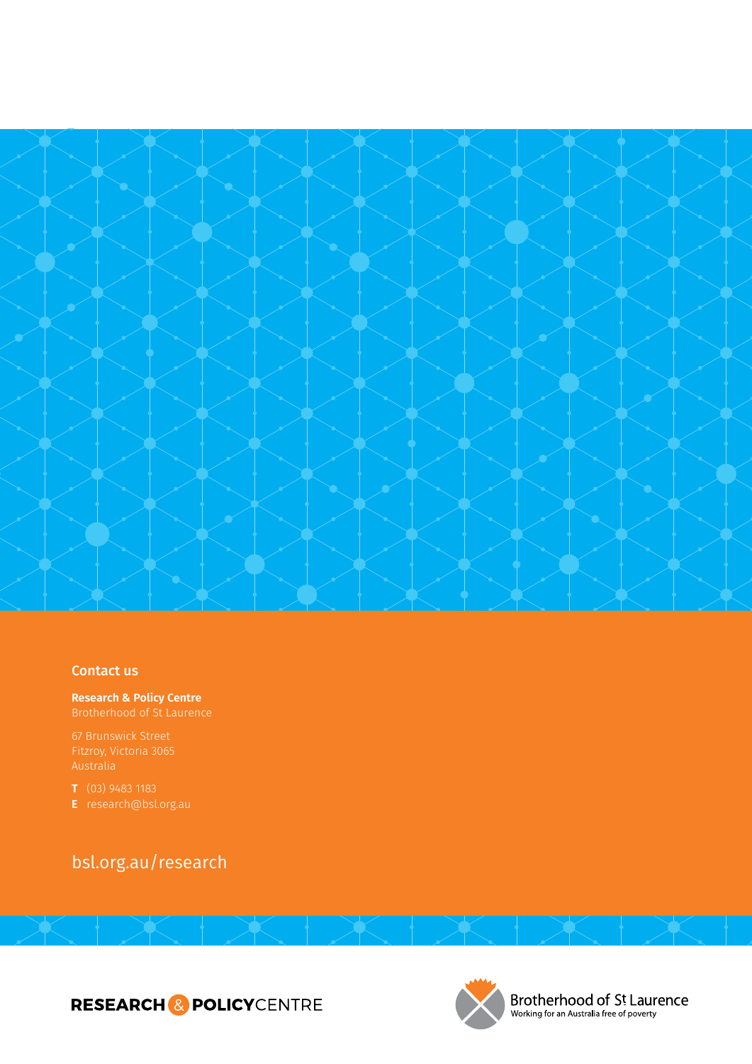## Contact us

**Research & Policy Centre**
Brotherhood of St Laurence

67 Brunswick Street
Fitzroy, Victoria 3065
Australia

**T** (03) 9483 1183
**E** research@bsl.org.au

bsl.org.au/research

RESEARCH & POLICY CENTRE

Brotherhood of St Laurence
Working for an Australia free of poverty